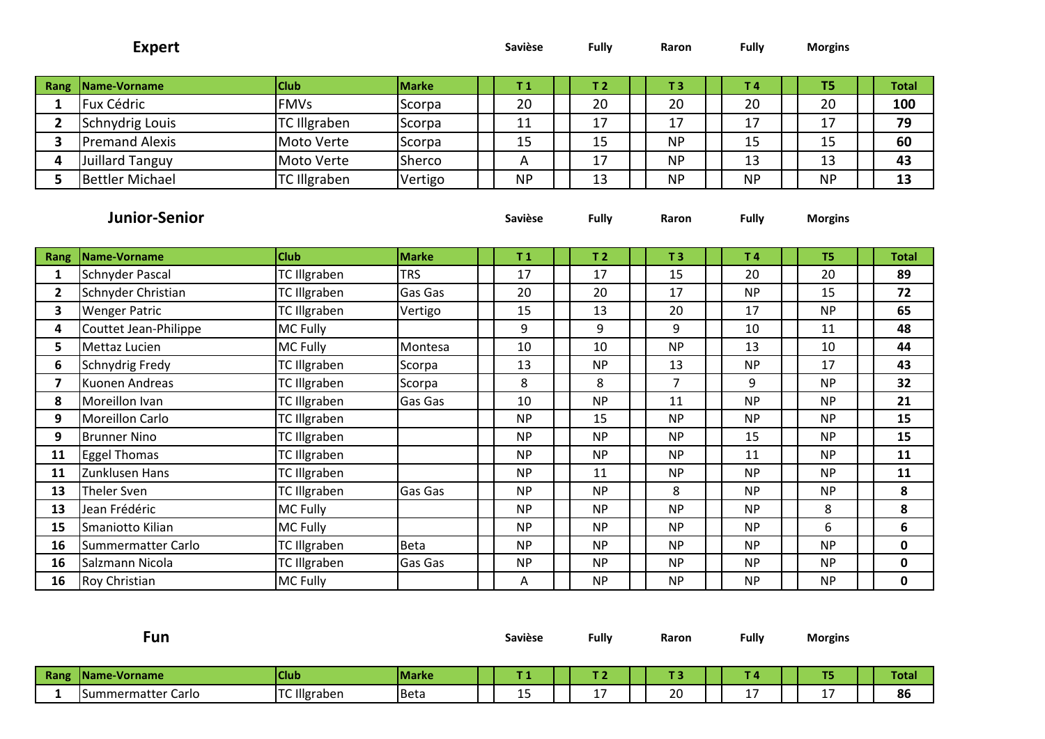## Expert

| Rang | Name-Vorname | Club | Marke | | Savièse<br>T 1 | | Fully<br>T 2 | | Raron<br>T 3 | | Fully<br>T 4 | | Morgins<br>T5 | | Total |
|---|---|---|---|---|---|---|---|---|---|---|---|---|---|---|---|
| 1 | Fux Cédric | FMVs | Scorpa | | 20 | | 20 | | 20 | | 20 | | 20 | | **100** |
| 2 | Schnydrig Louis | TC Illgraben | Scorpa | | 11 | | 17 | | 17 | | 17 | | 17 | | **79** |
| 3 | Premand Alexis | Moto Verte | Scorpa | | 15 | | 15 | | NP | | 15 | | 15 | | **60** |
| 4 | Juillard Tanguy | Moto Verte | Sherco | | A | | 17 | | NP | | 13 | | 13 | | **43** |
| 5 | Bettler Michael | TC Illgraben | Vertigo | | NP | | 13 | | NP | | NP | | NP | | **13** |

## Junior-Senior

| Rang | Name-Vorname | Club | Marke | | Savièse<br>T 1 | | Fully<br>T 2 | | Raron<br>T 3 | | Fully<br>T 4 | | Morgins<br>T5 | | Total |
|---|---|---|---|---|---|---|---|---|---|---|---|---|---|---|---|
| 1 | Schnyder Pascal | TC Illgraben | TRS | | 17 | | 17 | | 15 | | 20 | | 20 | | **89** |
| 2 | Schnyder Christian | TC Illgraben | Gas Gas | | 20 | | 20 | | 17 | | NP | | 15 | | **72** |
| 3 | Wenger Patric | TC Illgraben | Vertigo | | 15 | | 13 | | 20 | | 17 | | NP | | **65** |
| 4 | Couttet Jean-Philippe | MC Fully | | | 9 | | 9 | | 9 | | 10 | | 11 | | **48** |
| 5 | Mettaz Lucien | MC Fully | Montesa | | 10 | | 10 | | NP | | 13 | | 10 | | **44** |
| 6 | Schnydrig Fredy | TC Illgraben | Scorpa | | 13 | | NP | | 13 | | NP | | 17 | | **43** |
| 7 | Kuonen Andreas | TC Illgraben | Scorpa | | 8 | | 8 | | 7 | | 9 | | NP | | **32** |
| 8 | Moreillon Ivan | TC Illgraben | Gas Gas | | 10 | | NP | | 11 | | NP | | NP | | **21** |
| 9 | Moreillon Carlo | TC Illgraben | | | NP | | 15 | | NP | | NP | | NP | | **15** |
| 9 | Brunner Nino | TC Illgraben | | | NP | | NP | | NP | | 15 | | NP | | **15** |
| 11 | Eggel Thomas | TC Illgraben | | | NP | | NP | | NP | | 11 | | NP | | **11** |
| 11 | Zunklusen Hans | TC Illgraben | | | NP | | 11 | | NP | | NP | | NP | | **11** |
| 13 | Theler Sven | TC Illgraben | Gas Gas | | NP | | NP | | 8 | | NP | | NP | | **8** |
| 13 | Jean Frédéric | MC Fully | | | NP | | NP | | NP | | NP | | 8 | | **8** |
| 15 | Smaniotto Kilian | MC Fully | | | NP | | NP | | NP | | NP | | 6 | | **6** |
| 16 | Summermatter Carlo | TC Illgraben | Beta | | NP | | NP | | NP | | NP | | NP | | **0** |
| 16 | Salzmann Nicola | TC Illgraben | Gas Gas | | NP | | NP | | NP | | NP | | NP | | **0** |
| 16 | Roy Christian | MC Fully | | | A | | NP | | NP | | NP | | NP | | **0** |

## Fun

| Rang | Name-Vorname | Club | Marke | | Savièse<br>T 1 | | Fully<br>T 2 | | Raron<br>T 3 | | Fully<br>T 4 | | Morgins<br>T5 | | Total |
|---|---|---|---|---|---|---|---|---|---|---|---|---|---|---|---|
| 1 | Summermatter Carlo | TC Illgraben | Beta | | 15 | | 17 | | 20 | | 17 | | 17 | | **86** |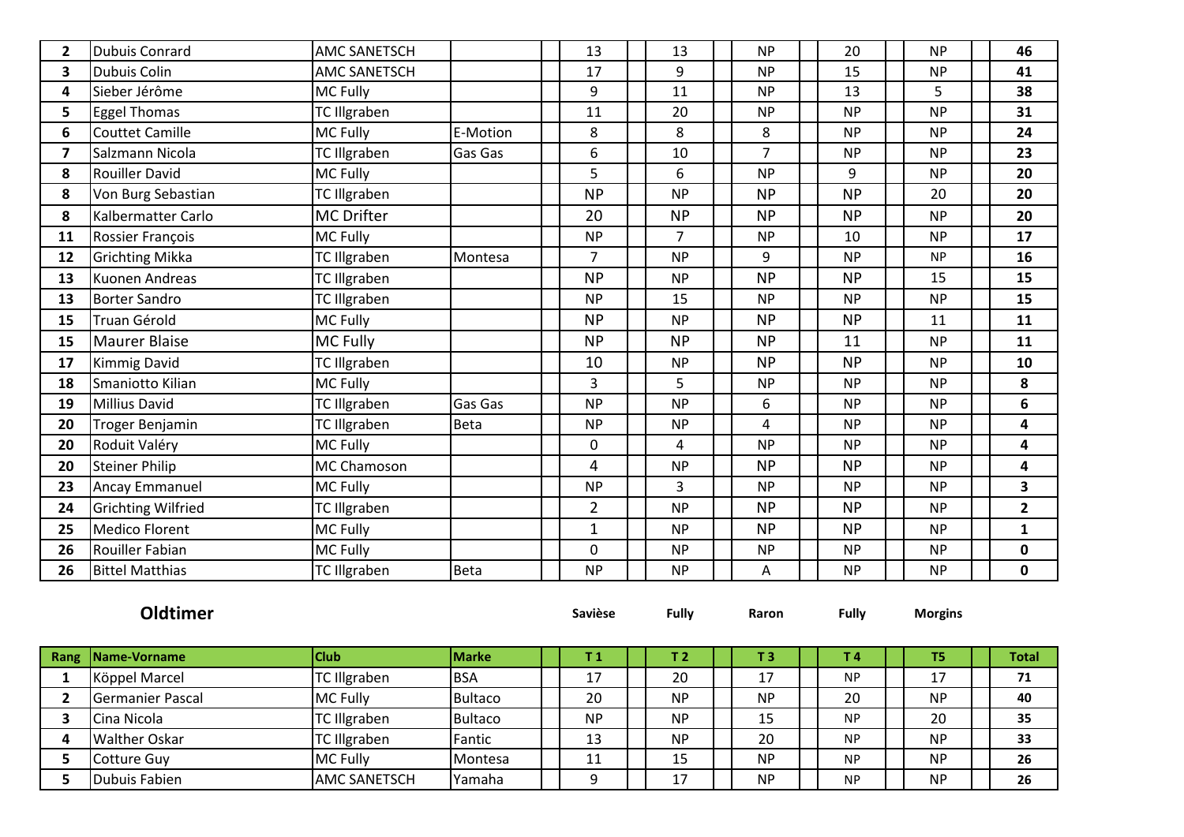| 2 | Dubuis Conrard | AMC SANETSCH | | 13 | 13 | NP | 20 | NP | 46 |
|---|---|---|---|---|---|---|---|---|---|
| 3 | Dubuis Colin | AMC SANETSCH | | 17 | 9 | NP | 15 | NP | 41 |
| 4 | Sieber Jérôme | MC Fully | | 9 | 11 | NP | 13 | 5 | 38 |
| 5 | Eggel Thomas | TC Illgraben | | 11 | 20 | NP | NP | NP | 31 |
| 6 | Couttet Camille | MC Fully | E-Motion | 8 | 8 | 8 | NP | NP | 24 |
| 7 | Salzmann Nicola | TC Illgraben | Gas Gas | 6 | 10 | 7 | NP | NP | 23 |
| 8 | Rouiller David | MC Fully | | 5 | 6 | NP | 9 | NP | 20 |
| 8 | Von Burg Sebastian | TC Illgraben | | NP | NP | NP | NP | 20 | 20 |
| 8 | Kalbermatter Carlo | MC Drifter | | 20 | NP | NP | NP | NP | 20 |
| 11 | Rossier François | MC Fully | | NP | 7 | NP | 10 | NP | 17 |
| 12 | Grichting Mikka | TC Illgraben | Montesa | 7 | NP | 9 | NP | NP | 16 |
| 13 | Kuonen Andreas | TC Illgraben | | NP | NP | NP | NP | 15 | 15 |
| 13 | Borter Sandro | TC Illgraben | | NP | 15 | NP | NP | NP | 15 |
| 15 | Truan Gérold | MC Fully | | NP | NP | NP | NP | 11 | 11 |
| 15 | Maurer Blaise | MC Fully | | NP | NP | NP | 11 | NP | 11 |
| 17 | Kimmig David | TC Illgraben | | 10 | NP | NP | NP | NP | 10 |
| 18 | Smaniotto Kilian | MC Fully | | 3 | 5 | NP | NP | NP | 8 |
| 19 | Millius David | TC Illgraben | Gas Gas | NP | NP | 6 | NP | NP | 6 |
| 20 | Troger Benjamin | TC Illgraben | Beta | NP | NP | 4 | NP | NP | 4 |
| 20 | Roduit Valéry | MC Fully | | 0 | 4 | NP | NP | NP | 4 |
| 20 | Steiner Philip | MC Chamoson | | 4 | NP | NP | NP | NP | 4 |
| 23 | Ancay Emmanuel | MC Fully | | NP | 3 | NP | NP | NP | 3 |
| 24 | Grichting Wilfried | TC Illgraben | | 2 | NP | NP | NP | NP | 2 |
| 25 | Medico Florent | MC Fully | | 1 | NP | NP | NP | NP | 1 |
| 26 | Rouiller Fabian | MC Fully | | 0 | NP | NP | NP | NP | 0 |
| 26 | Bittel Matthias | TC Illgraben | Beta | NP | NP | A | NP | NP | 0 |

## Oldtimer

| | | | | Savièse | Fully | Raron | Fully | Morgins | |
|---|---|---|---|---|---|---|---|---|---|
| **Rang** | **Name-Vorname** | **Club** | **Marke** | **T 1** | **T 2** | **T 3** | **T 4** | **T5** | **Total** |
| 1 | Köppel Marcel | TC Illgraben | BSA | 17 | 20 | 17 | NP | 17 | 71 |
| 2 | Germanier Pascal | MC Fully | Bultaco | 20 | NP | NP | 20 | NP | 40 |
| 3 | Cina Nicola | TC Illgraben | Bultaco | NP | NP | 15 | NP | 20 | 35 |
| 4 | Walther Oskar | TC Illgraben | Fantic | 13 | NP | 20 | NP | NP | 33 |
| 5 | Cotture Guy | MC Fully | Montesa | 11 | 15 | NP | NP | NP | 26 |
| 5 | Dubuis Fabien | AMC SANETSCH | Yamaha | 9 | 17 | NP | NP | NP | 26 |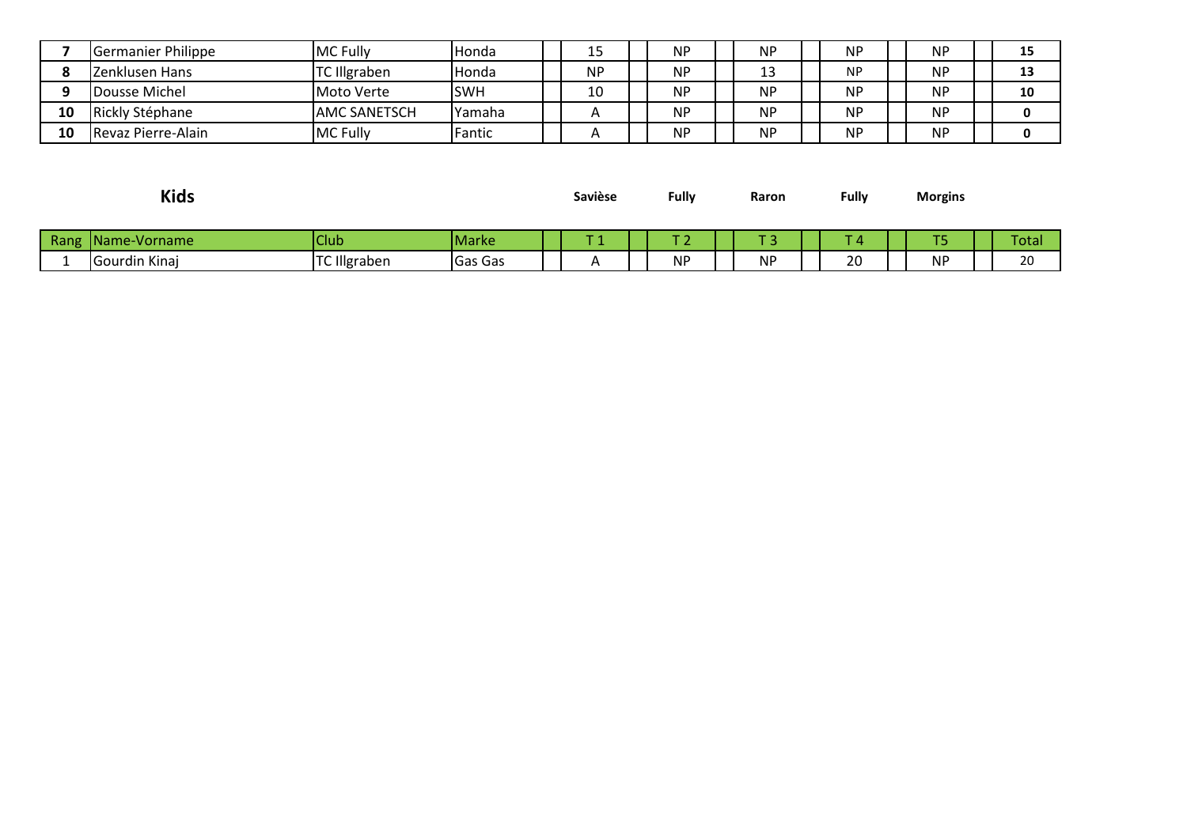| | | | | | | | | | | | | | | |
|---|---|---|---|---|---|---|---|---|---|---|---|---|---|---|
| **7** | Germanier Philippe | MC Fully | Honda | | 15 | | NP | | NP | | NP | | NP | | **15** |
| **8** | Zenklusen Hans | TC Illgraben | Honda | | NP | | NP | | 13 | | NP | | NP | | **13** |
| **9** | Dousse Michel | Moto Verte | SWH | | 10 | | NP | | NP | | NP | | NP | | **10** |
| **10** | Rickly Stéphane | AMC SANETSCH | Yamaha | | A | | NP | | NP | | NP | | NP | | **0** |
| **10** | Revaz Pierre-Alain | MC Fully | Fantic | | A | | NP | | NP | | NP | | NP | | **0** |

## Kids

| | | | | | **Savièse** | | **Fully** | | **Raron** | | **Fully** | | **Morgins** | | |
|---|---|---|---|---|---|---|---|---|---|---|---|---|---|---|---|
| Rang | Name-Vorname | Club | Marke | | T 1 | | T 2 | | T 3 | | T 4 | | T5 | | Total |
| 1 | Gourdin Kinaj | TC Illgraben | Gas Gas | | A | | NP | | NP | | 20 | | NP | | 20 |